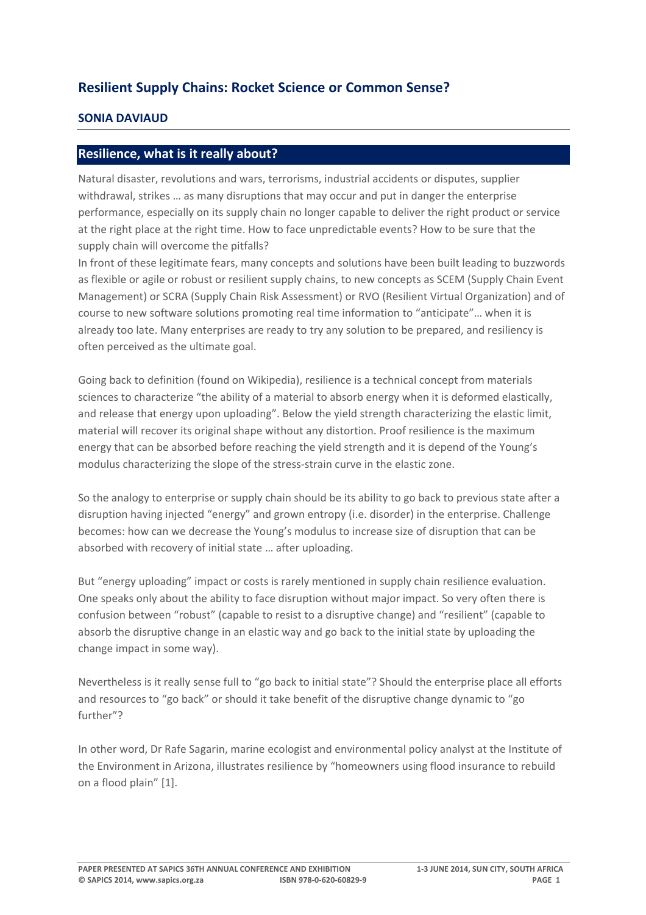# Resilient Supply Chains: Rocket Science or Common Sense?

**SONIA DAVIAUD**

## Resilience, what is it really about?

Natural disaster, revolutions and wars, terrorisms, industrial accidents or disputes, supplier withdrawal, strikes … as many disruptions that may occur and put in danger the enterprise performance, especially on its supply chain no longer capable to deliver the right product or service at the right place at the right time. How to face unpredictable events? How to be sure that the supply chain will overcome the pitfalls?

In front of these legitimate fears, many concepts and solutions have been built leading to buzzwords as flexible or agile or robust or resilient supply chains, to new concepts as SCEM (Supply Chain Event Management) or SCRA (Supply Chain Risk Assessment) or RVO (Resilient Virtual Organization) and of course to new software solutions promoting real time information to "anticipate"… when it is already too late. Many enterprises are ready to try any solution to be prepared, and resiliency is often perceived as the ultimate goal.

Going back to definition (found on Wikipedia), resilience is a technical concept from materials sciences to characterize "the ability of a material to absorb energy when it is deformed elastically, and release that energy upon uploading". Below the yield strength characterizing the elastic limit, material will recover its original shape without any distortion. Proof resilience is the maximum energy that can be absorbed before reaching the yield strength and it is depend of the Young's modulus characterizing the slope of the stress-strain curve in the elastic zone.

So the analogy to enterprise or supply chain should be its ability to go back to previous state after a disruption having injected "energy" and grown entropy (i.e. disorder) in the enterprise. Challenge becomes: how can we decrease the Young's modulus to increase size of disruption that can be absorbed with recovery of initial state … after uploading.

But "energy uploading" impact or costs is rarely mentioned in supply chain resilience evaluation. One speaks only about the ability to face disruption without major impact. So very often there is confusion between "robust" (capable to resist to a disruptive change) and "resilient" (capable to absorb the disruptive change in an elastic way and go back to the initial state by uploading the change impact in some way).

Nevertheless is it really sense full to "go back to initial state"? Should the enterprise place all efforts and resources to "go back" or should it take benefit of the disruptive change dynamic to "go further"?

In other word, Dr Rafe Sagarin, marine ecologist and environmental policy analyst at the Institute of the Environment in Arizona, illustrates resilience by "homeowners using flood insurance to rebuild on a flood plain" [1].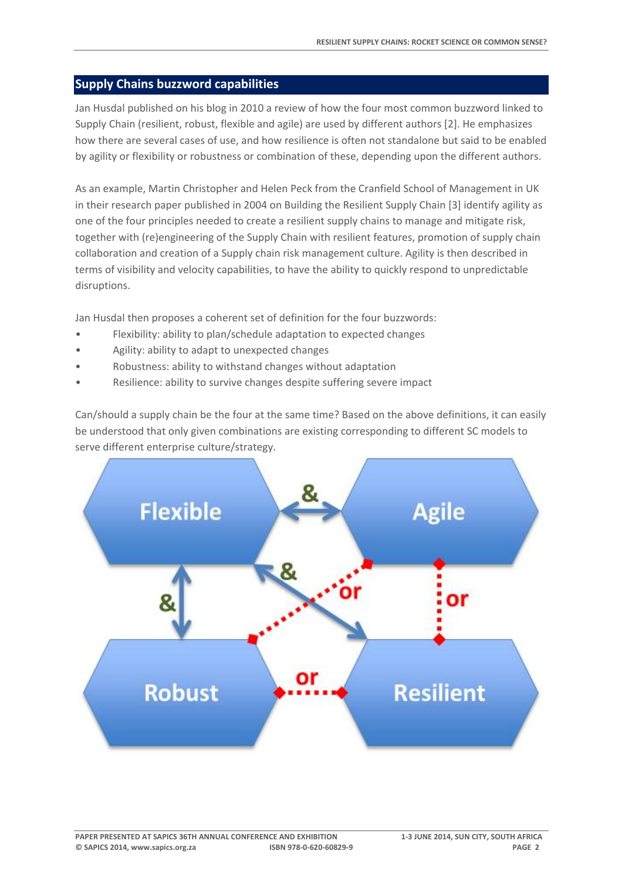## Supply Chains buzzword capabilities

Jan Husdal published on his blog in 2010 a review of how the four most common buzzword linked to Supply Chain (resilient, robust, flexible and agile) are used by different authors [2]. He emphasizes how there are several cases of use, and how resilience is often not standalone but said to be enabled by agility or flexibility or robustness or combination of these, depending upon the different authors.

As an example, Martin Christopher and Helen Peck from the Cranfield School of Management in UK in their research paper published in 2004 on Building the Resilient Supply Chain [3] identify agility as one of the four principles needed to create a resilient supply chains to manage and mitigate risk, together with (re)engineering of the Supply Chain with resilient features, promotion of supply chain collaboration and creation of a Supply chain risk management culture. Agility is then described in terms of visibility and velocity capabilities, to have the ability to quickly respond to unpredictable disruptions.

Jan Husdal then proposes a coherent set of definition for the four buzzwords:

- Flexibility: ability to plan/schedule adaptation to expected changes
- Agility: ability to adapt to unexpected changes
- Robustness: ability to withstand changes without adaptation
- Resilience: ability to survive changes despite suffering severe impact

Can/should a supply chain be the four at the same time? Based on the above definitions, it can easily be understood that only given combinations are existing corresponding to different SC models to serve different enterprise culture/strategy.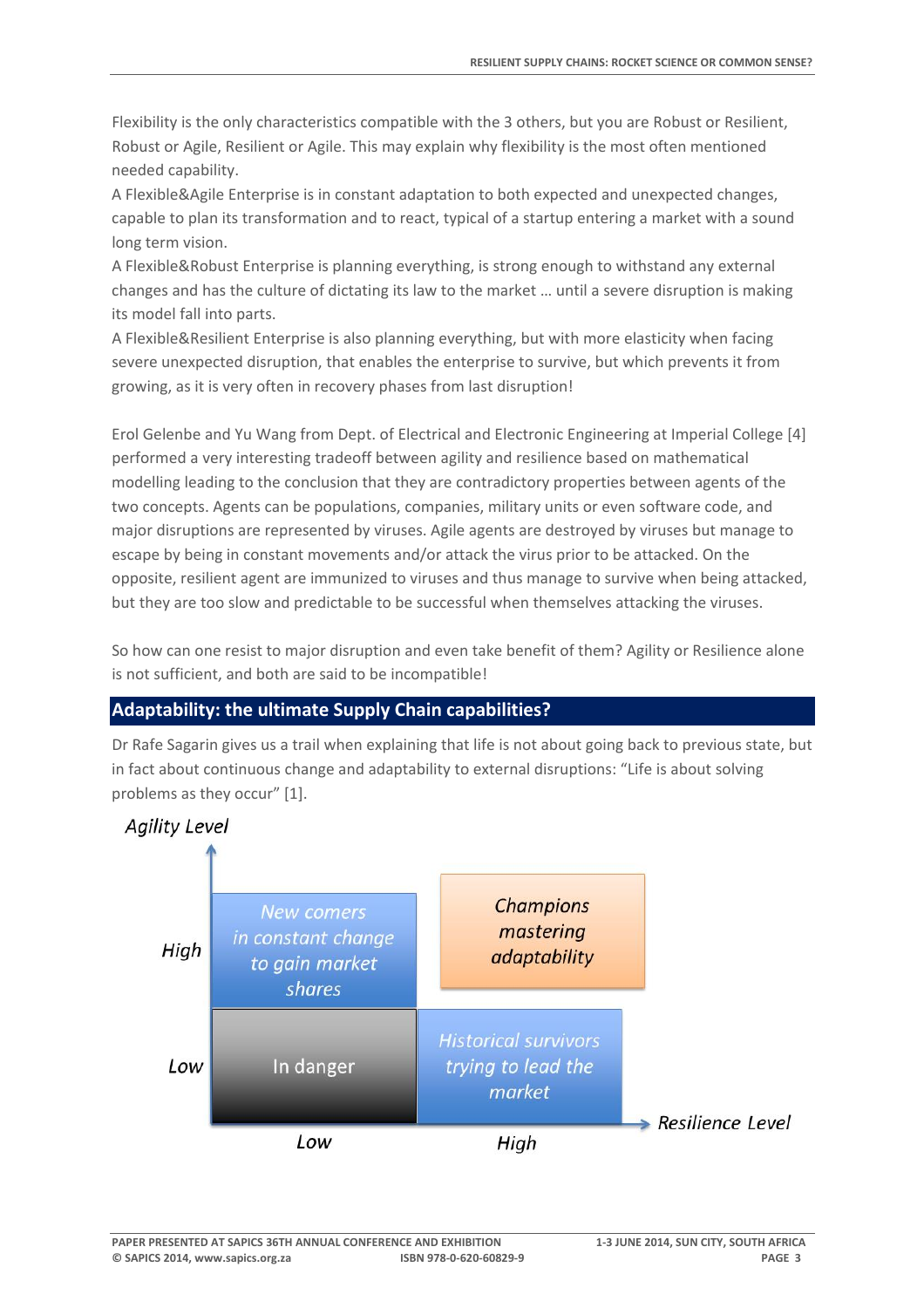Flexibility is the only characteristics compatible with the 3 others, but you are Robust or Resilient, Robust or Agile, Resilient or Agile. This may explain why flexibility is the most often mentioned needed capability.
A Flexible&Agile Enterprise is in constant adaptation to both expected and unexpected changes, capable to plan its transformation and to react, typical of a startup entering a market with a sound long term vision.
A Flexible&Robust Enterprise is planning everything, is strong enough to withstand any external changes and has the culture of dictating its law to the market … until a severe disruption is making its model fall into parts.
A Flexible&Resilient Enterprise is also planning everything, but with more elasticity when facing severe unexpected disruption, that enables the enterprise to survive, but which prevents it from growing, as it is very often in recovery phases from last disruption!

Erol Gelenbe and Yu Wang from Dept. of Electrical and Electronic Engineering at Imperial College [4] performed a very interesting tradeoff between agility and resilience based on mathematical modelling leading to the conclusion that they are contradictory properties between agents of the two concepts. Agents can be populations, companies, military units or even software code, and major disruptions are represented by viruses. Agile agents are destroyed by viruses but manage to escape by being in constant movements and/or attack the virus prior to be attacked. On the opposite, resilient agent are immunized to viruses and thus manage to survive when being attacked, but they are too slow and predictable to be successful when themselves attacking the viruses.

So how can one resist to major disruption and even take benefit of them? Agility or Resilience alone is not sufficient, and both are said to be incompatible!

## Adaptability: the ultimate Supply Chain capabilities?

Dr Rafe Sagarin gives us a trail when explaining that life is not about going back to previous state, but in fact about continuous change and adaptability to external disruptions: "Life is about solving problems as they occur" [1].

| Agility Level \ Resilience Level | Low | High |
|---|---|---|
| High | *New comers in constant change to gain market shares* | *Champions mastering adaptability* |
| Low | In danger | *Historical survivors trying to lead the market* |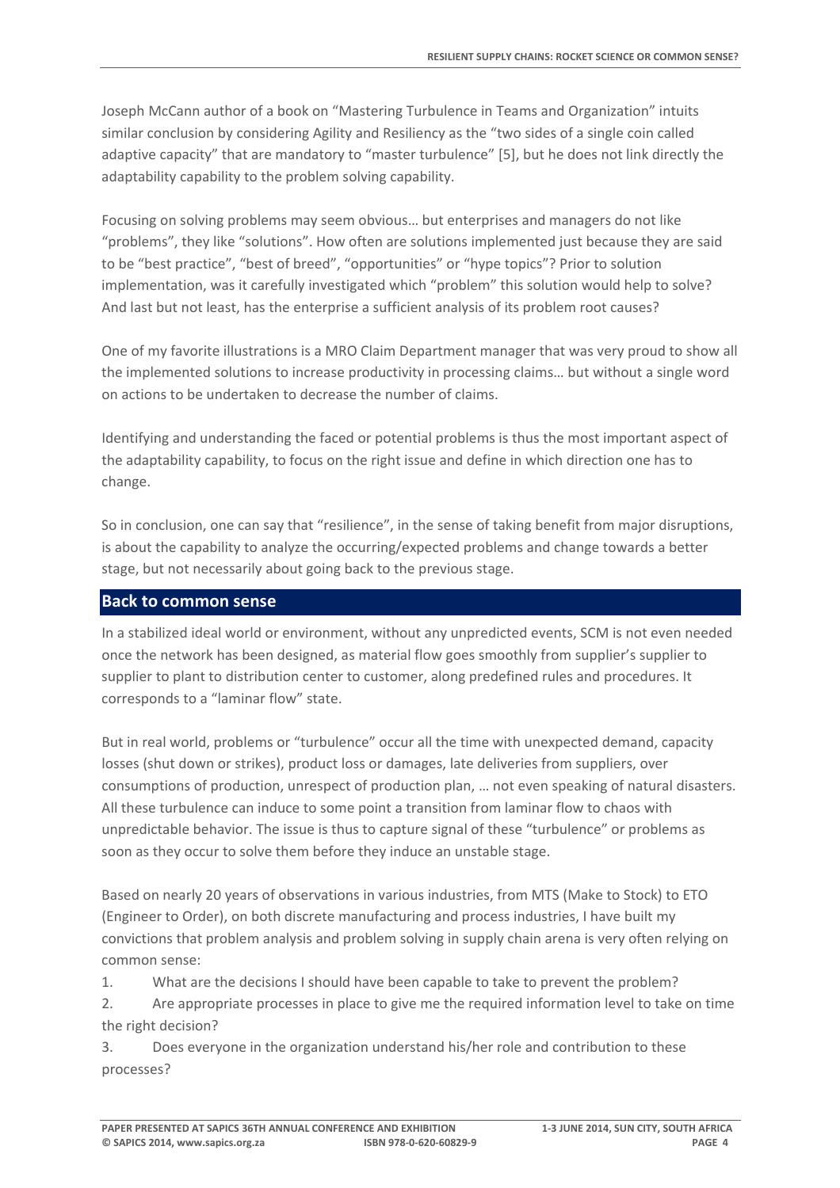Joseph McCann author of a book on "Mastering Turbulence in Teams and Organization" intuits similar conclusion by considering Agility and Resiliency as the "two sides of a single coin called adaptive capacity" that are mandatory to "master turbulence" [5], but he does not link directly the adaptability capability to the problem solving capability.

Focusing on solving problems may seem obvious… but enterprises and managers do not like "problems", they like "solutions". How often are solutions implemented just because they are said to be "best practice", "best of breed", "opportunities" or "hype topics"? Prior to solution implementation, was it carefully investigated which "problem" this solution would help to solve? And last but not least, has the enterprise a sufficient analysis of its problem root causes?

One of my favorite illustrations is a MRO Claim Department manager that was very proud to show all the implemented solutions to increase productivity in processing claims… but without a single word on actions to be undertaken to decrease the number of claims.

Identifying and understanding the faced or potential problems is thus the most important aspect of the adaptability capability, to focus on the right issue and define in which direction one has to change.

So in conclusion, one can say that "resilience", in the sense of taking benefit from major disruptions, is about the capability to analyze the occurring/expected problems and change towards a better stage, but not necessarily about going back to the previous stage.

## Back to common sense

In a stabilized ideal world or environment, without any unpredicted events, SCM is not even needed once the network has been designed, as material flow goes smoothly from supplier's supplier to supplier to plant to distribution center to customer, along predefined rules and procedures. It corresponds to a "laminar flow" state.

But in real world, problems or "turbulence" occur all the time with unexpected demand, capacity losses (shut down or strikes), product loss or damages, late deliveries from suppliers, over consumptions of production, unrespect of production plan, … not even speaking of natural disasters. All these turbulence can induce to some point a transition from laminar flow to chaos with unpredictable behavior. The issue is thus to capture signal of these "turbulence" or problems as soon as they occur to solve them before they induce an unstable stage.

Based on nearly 20 years of observations in various industries, from MTS (Make to Stock) to ETO (Engineer to Order), on both discrete manufacturing and process industries, I have built my convictions that problem analysis and problem solving in supply chain arena is very often relying on common sense:

1. What are the decisions I should have been capable to take to prevent the problem?
2. Are appropriate processes in place to give me the required information level to take on time the right decision?
3. Does everyone in the organization understand his/her role and contribution to these processes?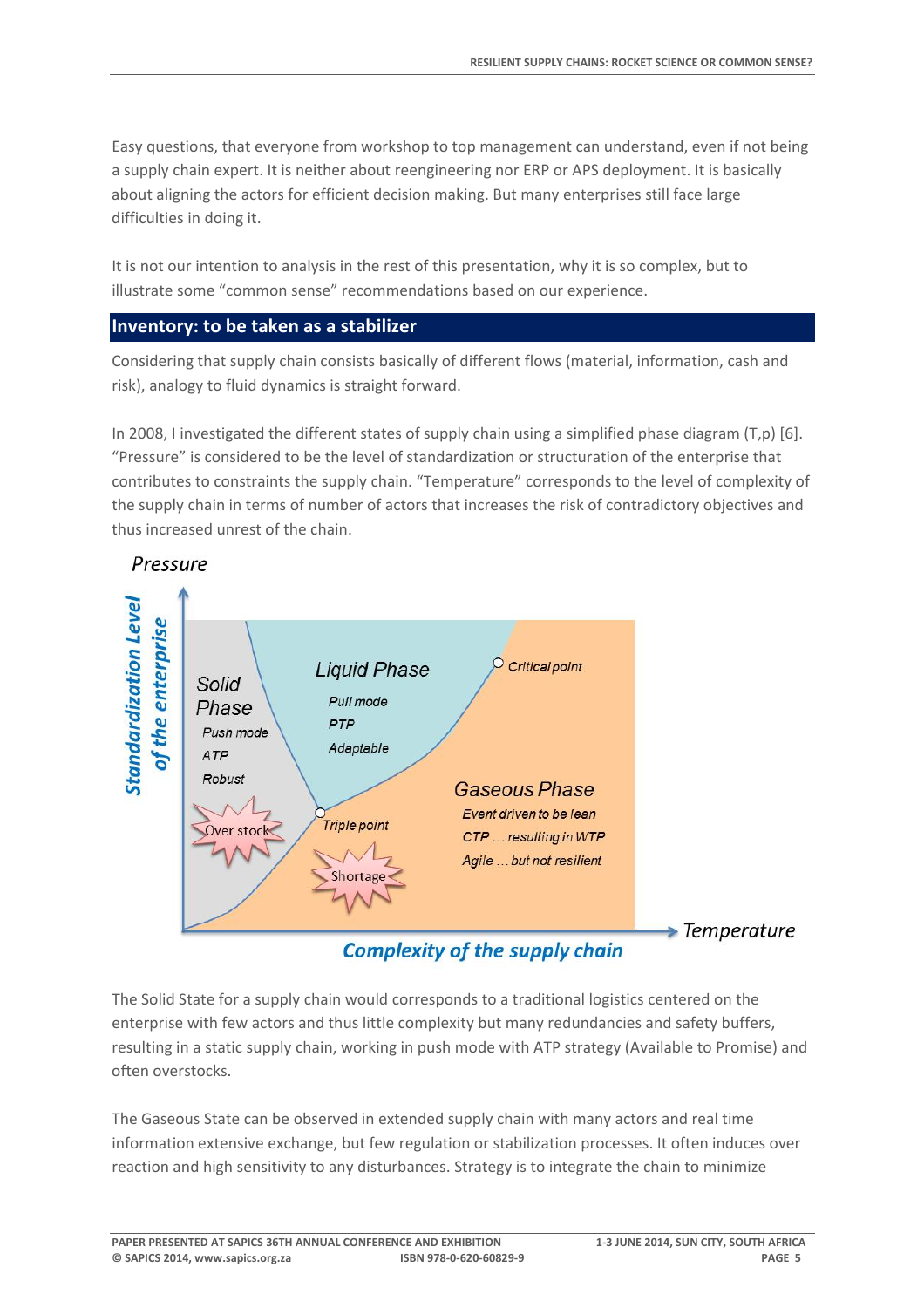Easy questions, that everyone from workshop to top management can understand, even if not being a supply chain expert. It is neither about reengineering nor ERP or APS deployment. It is basically about aligning the actors for efficient decision making. But many enterprises still face large difficulties in doing it.

It is not our intention to analysis in the rest of this presentation, why it is so complex, but to illustrate some "common sense" recommendations based on our experience.

## Inventory: to be taken as a stabilizer

Considering that supply chain consists basically of different flows (material, information, cash and risk), analogy to fluid dynamics is straight forward.

In 2008, I investigated the different states of supply chain using a simplified phase diagram (T,p) [6]. "Pressure" is considered to be the level of standardization or structuration of the enterprise that contributes to constraints the supply chain. "Temperature" corresponds to the level of complexity of the supply chain in terms of number of actors that increases the risk of contradictory objectives and thus increased unrest of the chain.

Pressure

Standardization Level of the enterprise

Solid Phase
Push mode
ATP
Robust

Liquid Phase
Pull mode
PTP
Adaptable

Critical point

Gaseous Phase
Event driven to be lean
CTP … resulting in WTP
Agile … but not resilient

Over stock

Triple point

Shortage

Temperature

Complexity of the supply chain

The Solid State for a supply chain would corresponds to a traditional logistics centered on the enterprise with few actors and thus little complexity but many redundancies and safety buffers, resulting in a static supply chain, working in push mode with ATP strategy (Available to Promise) and often overstocks.

The Gaseous State can be observed in extended supply chain with many actors and real time information extensive exchange, but few regulation or stabilization processes. It often induces over reaction and high sensitivity to any disturbances. Strategy is to integrate the chain to minimize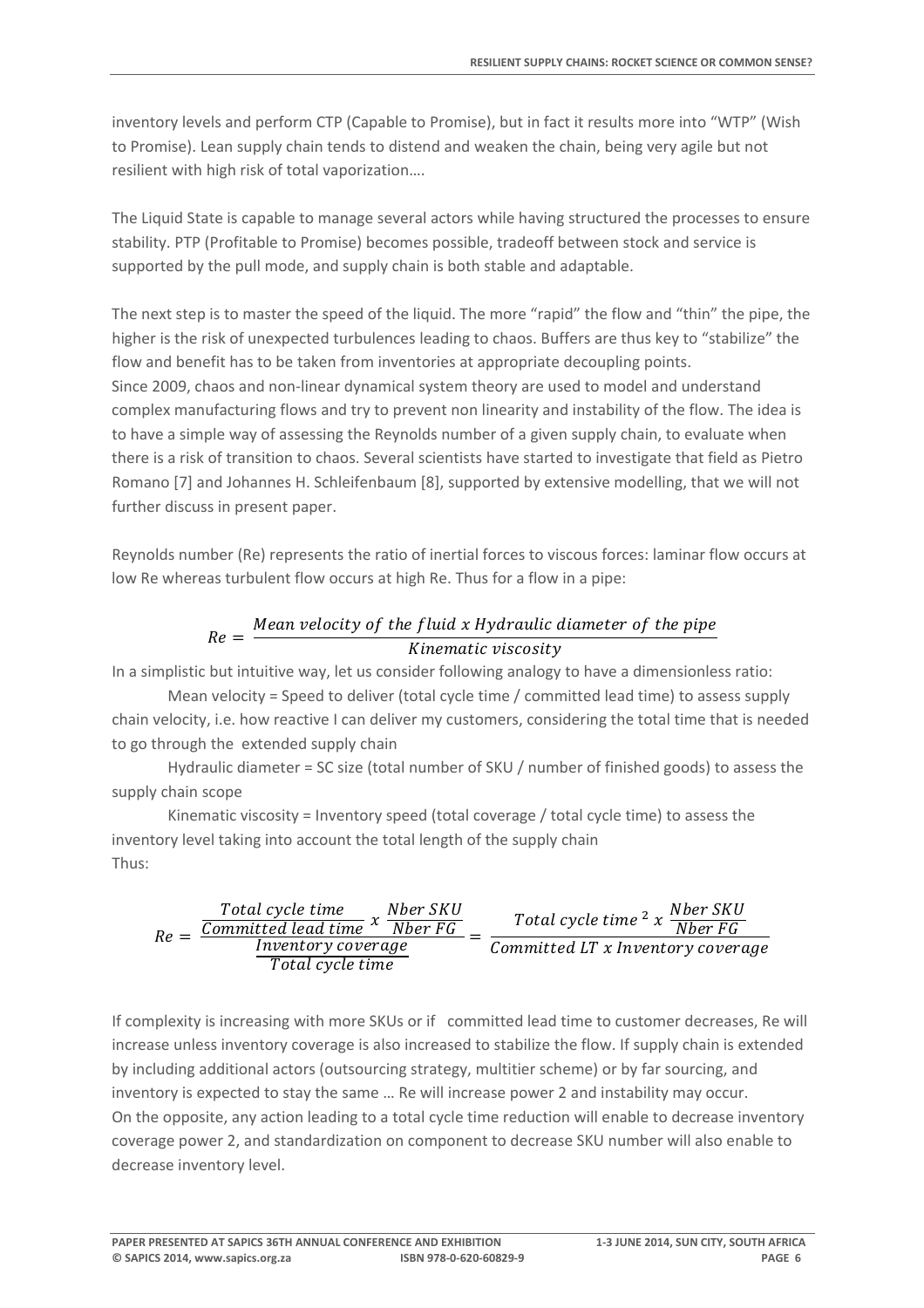inventory levels and perform CTP (Capable to Promise), but in fact it results more into "WTP" (Wish to Promise). Lean supply chain tends to distend and weaken the chain, being very agile but not resilient with high risk of total vaporization….

The Liquid State is capable to manage several actors while having structured the processes to ensure stability. PTP (Profitable to Promise) becomes possible, tradeoff between stock and service is supported by the pull mode, and supply chain is both stable and adaptable.

The next step is to master the speed of the liquid. The more "rapid" the flow and "thin" the pipe, the higher is the risk of unexpected turbulences leading to chaos. Buffers are thus key to "stabilize" the flow and benefit has to be taken from inventories at appropriate decoupling points.
Since 2009, chaos and non-linear dynamical system theory are used to model and understand complex manufacturing flows and try to prevent non linearity and instability of the flow. The idea is to have a simple way of assessing the Reynolds number of a given supply chain, to evaluate when there is a risk of transition to chaos. Several scientists have started to investigate that field as Pietro Romano [7] and Johannes H. Schleifenbaum [8], supported by extensive modelling, that we will not further discuss in present paper.

Reynolds number (Re) represents the ratio of inertial forces to viscous forces: laminar flow occurs at low Re whereas turbulent flow occurs at high Re. Thus for a flow in a pipe:

$$Re = \frac{Mean\ velocity\ of\ the\ fluid\ x\ Hydraulic\ diameter\ of\ the\ pipe}{Kinematic\ viscosity}$$

In a simplistic but intuitive way, let us consider following analogy to have a dimensionless ratio:

Mean velocity = Speed to deliver (total cycle time / committed lead time) to assess supply chain velocity, i.e. how reactive I can deliver my customers, considering the total time that is needed to go through the extended supply chain

Hydraulic diameter = SC size (total number of SKU / number of finished goods) to assess the supply chain scope

Kinematic viscosity = Inventory speed (total coverage / total cycle time) to assess the inventory level taking into account the total length of the supply chain

Thus:

$$Re = \frac{\frac{Total\ cycle\ time}{Committed\ lead\ time}\ x\ \frac{Nber\ SKU}{Nber\ FG}}{\frac{Inventory\ coverage}{Total\ cycle\ time}} = \frac{Total\ cycle\ time^{\ 2}\ x\ \frac{Nber\ SKU}{Nber\ FG}}{Committed\ LT\ x\ Inventory\ coverage}$$

If complexity is increasing with more SKUs or if committed lead time to customer decreases, Re will increase unless inventory coverage is also increased to stabilize the flow. If supply chain is extended by including additional actors (outsourcing strategy, multitier scheme) or by far sourcing, and inventory is expected to stay the same … Re will increase power 2 and instability may occur.
On the opposite, any action leading to a total cycle time reduction will enable to decrease inventory coverage power 2, and standardization on component to decrease SKU number will also enable to decrease inventory level.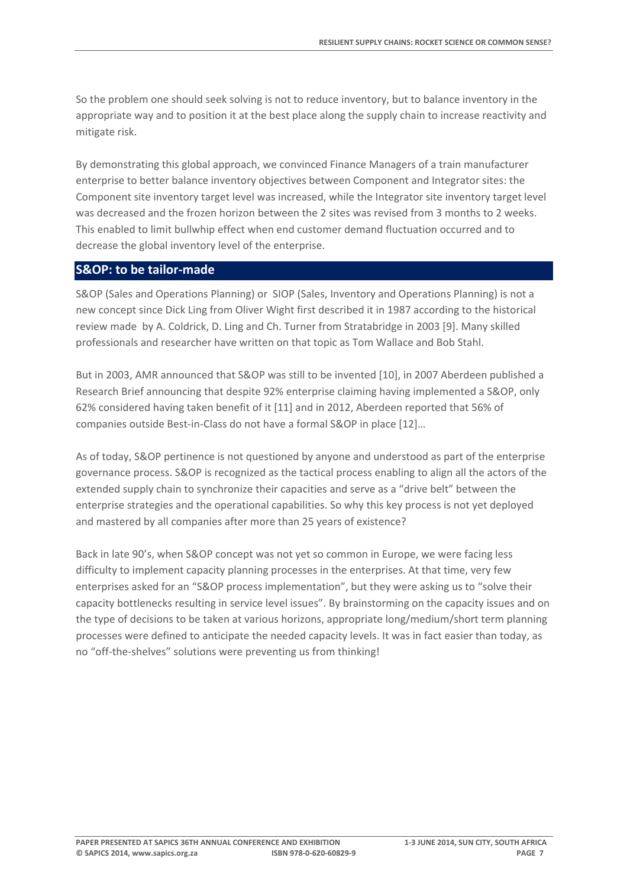So the problem one should seek solving is not to reduce inventory, but to balance inventory in the appropriate way and to position it at the best place along the supply chain to increase reactivity and mitigate risk.

By demonstrating this global approach, we convinced Finance Managers of a train manufacturer enterprise to better balance inventory objectives between Component and Integrator sites: the Component site inventory target level was increased, while the Integrator site inventory target level was decreased and the frozen horizon between the 2 sites was revised from 3 months to 2 weeks. This enabled to limit bullwhip effect when end customer demand fluctuation occurred and to decrease the global inventory level of the enterprise.

## S&OP: to be tailor-made

S&OP (Sales and Operations Planning) or SIOP (Sales, Inventory and Operations Planning) is not a new concept since Dick Ling from Oliver Wight first described it in 1987 according to the historical review made by A. Coldrick, D. Ling and Ch. Turner from Stratabridge in 2003 [9]. Many skilled professionals and researcher have written on that topic as Tom Wallace and Bob Stahl.

But in 2003, AMR announced that S&OP was still to be invented [10], in 2007 Aberdeen published a Research Brief announcing that despite 92% enterprise claiming having implemented a S&OP, only 62% considered having taken benefit of it [11] and in 2012, Aberdeen reported that 56% of companies outside Best-in-Class do not have a formal S&OP in place [12]…

As of today, S&OP pertinence is not questioned by anyone and understood as part of the enterprise governance process. S&OP is recognized as the tactical process enabling to align all the actors of the extended supply chain to synchronize their capacities and serve as a "drive belt" between the enterprise strategies and the operational capabilities. So why this key process is not yet deployed and mastered by all companies after more than 25 years of existence?

Back in late 90's, when S&OP concept was not yet so common in Europe, we were facing less difficulty to implement capacity planning processes in the enterprises. At that time, very few enterprises asked for an "S&OP process implementation", but they were asking us to "solve their capacity bottlenecks resulting in service level issues". By brainstorming on the capacity issues and on the type of decisions to be taken at various horizons, appropriate long/medium/short term planning processes were defined to anticipate the needed capacity levels. It was in fact easier than today, as no "off-the-shelves" solutions were preventing us from thinking!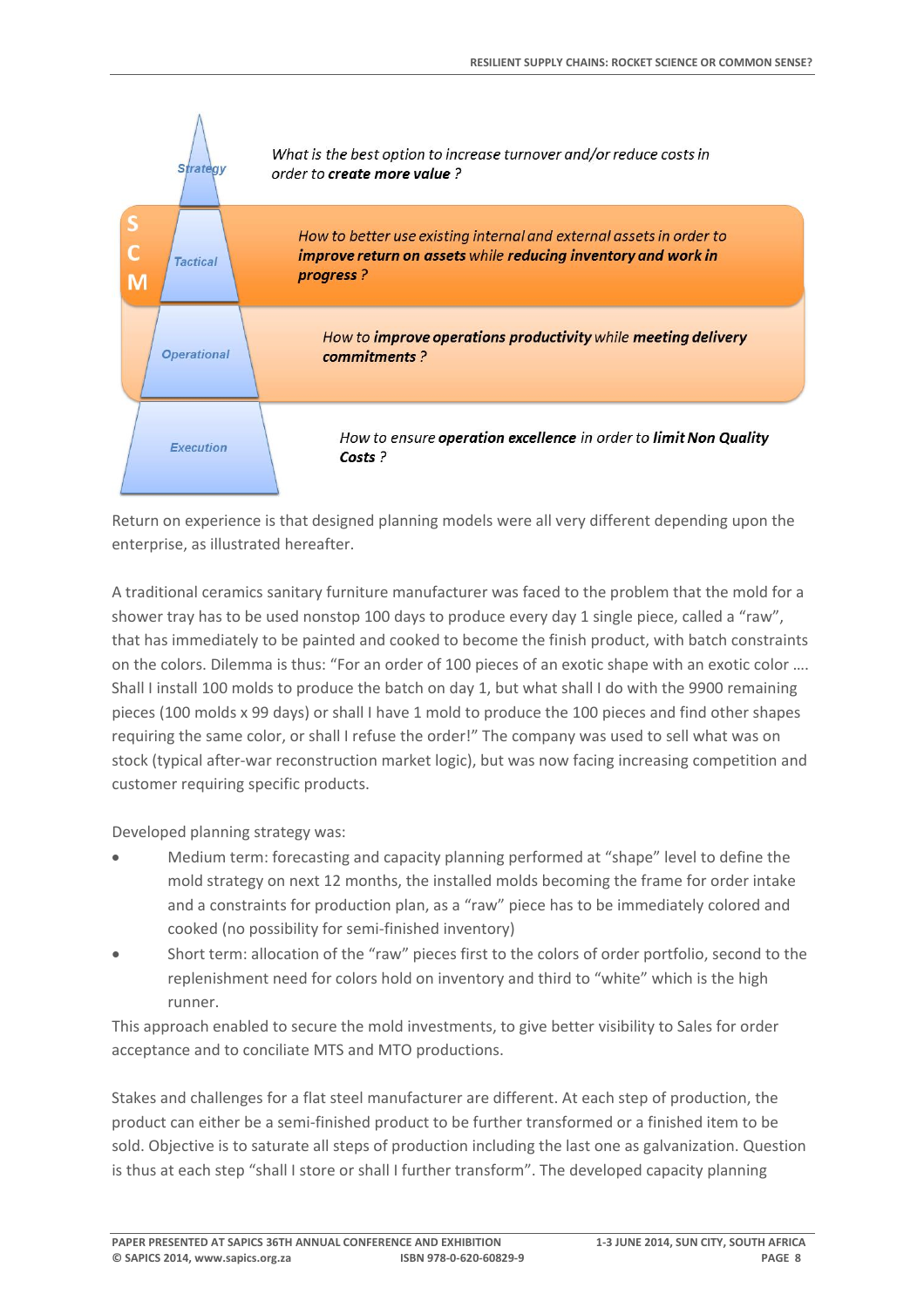Strategy — *What is the best option to increase turnover and/or reduce costs in order to **create more value** ?*

Tactical — *How to better use existing internal and external assets in order to **improve return on assets** while **reducing inventory and work in progress** ?*

Operational — *How to **improve operations productivity** while **meeting delivery commitments** ?*

Execution — *How to ensure **operation excellence** in order to **limit Non Quality Costs** ?*

SCM

Return on experience is that designed planning models were all very different depending upon the enterprise, as illustrated hereafter.

A traditional ceramics sanitary furniture manufacturer was faced to the problem that the mold for a shower tray has to be used nonstop 100 days to produce every day 1 single piece, called a "raw", that has immediately to be painted and cooked to become the finish product, with batch constraints on the colors. Dilemma is thus: "For an order of 100 pieces of an exotic shape with an exotic color …. Shall I install 100 molds to produce the batch on day 1, but what shall I do with the 9900 remaining pieces (100 molds x 99 days) or shall I have 1 mold to produce the 100 pieces and find other shapes requiring the same color, or shall I refuse the order!" The company was used to sell what was on stock (typical after-war reconstruction market logic), but was now facing increasing competition and customer requiring specific products.

Developed planning strategy was:

- Medium term: forecasting and capacity planning performed at "shape" level to define the mold strategy on next 12 months, the installed molds becoming the frame for order intake and a constraints for production plan, as a "raw" piece has to be immediately colored and cooked (no possibility for semi-finished inventory)
- Short term: allocation of the "raw" pieces first to the colors of order portfolio, second to the replenishment need for colors hold on inventory and third to "white" which is the high runner.

This approach enabled to secure the mold investments, to give better visibility to Sales for order acceptance and to conciliate MTS and MTO productions.

Stakes and challenges for a flat steel manufacturer are different. At each step of production, the product can either be a semi-finished product to be further transformed or a finished item to be sold. Objective is to saturate all steps of production including the last one as galvanization. Question is thus at each step "shall I store or shall I further transform". The developed capacity planning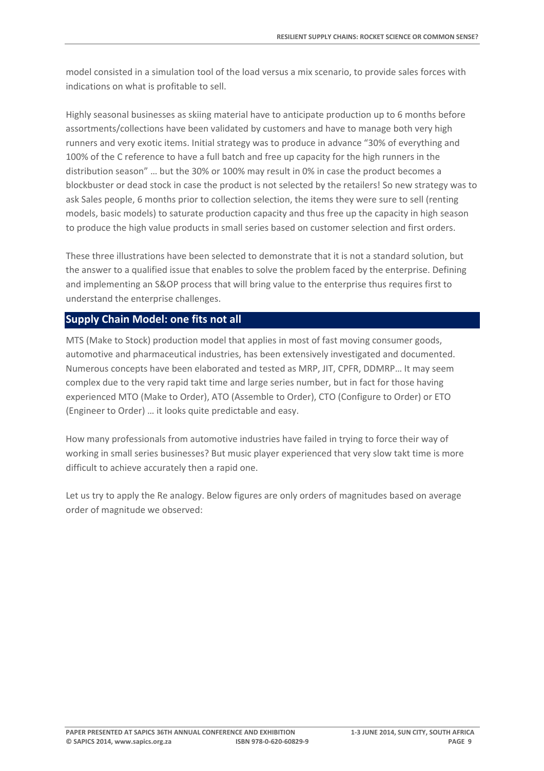model consisted in a simulation tool of the load versus a mix scenario, to provide sales forces with indications on what is profitable to sell.

Highly seasonal businesses as skiing material have to anticipate production up to 6 months before assortments/collections have been validated by customers and have to manage both very high runners and very exotic items. Initial strategy was to produce in advance "30% of everything and 100% of the C reference to have a full batch and free up capacity for the high runners in the distribution season" … but the 30% or 100% may result in 0% in case the product becomes a blockbuster or dead stock in case the product is not selected by the retailers! So new strategy was to ask Sales people, 6 months prior to collection selection, the items they were sure to sell (renting models, basic models) to saturate production capacity and thus free up the capacity in high season to produce the high value products in small series based on customer selection and first orders.

These three illustrations have been selected to demonstrate that it is not a standard solution, but the answer to a qualified issue that enables to solve the problem faced by the enterprise. Defining and implementing an S&OP process that will bring value to the enterprise thus requires first to understand the enterprise challenges.

## Supply Chain Model: one fits not all

MTS (Make to Stock) production model that applies in most of fast moving consumer goods, automotive and pharmaceutical industries, has been extensively investigated and documented. Numerous concepts have been elaborated and tested as MRP, JIT, CPFR, DDMRP… It may seem complex due to the very rapid takt time and large series number, but in fact for those having experienced MTO (Make to Order), ATO (Assemble to Order), CTO (Configure to Order) or ETO (Engineer to Order) … it looks quite predictable and easy.

How many professionals from automotive industries have failed in trying to force their way of working in small series businesses? But music player experienced that very slow takt time is more difficult to achieve accurately then a rapid one.

Let us try to apply the Re analogy. Below figures are only orders of magnitudes based on average order of magnitude we observed: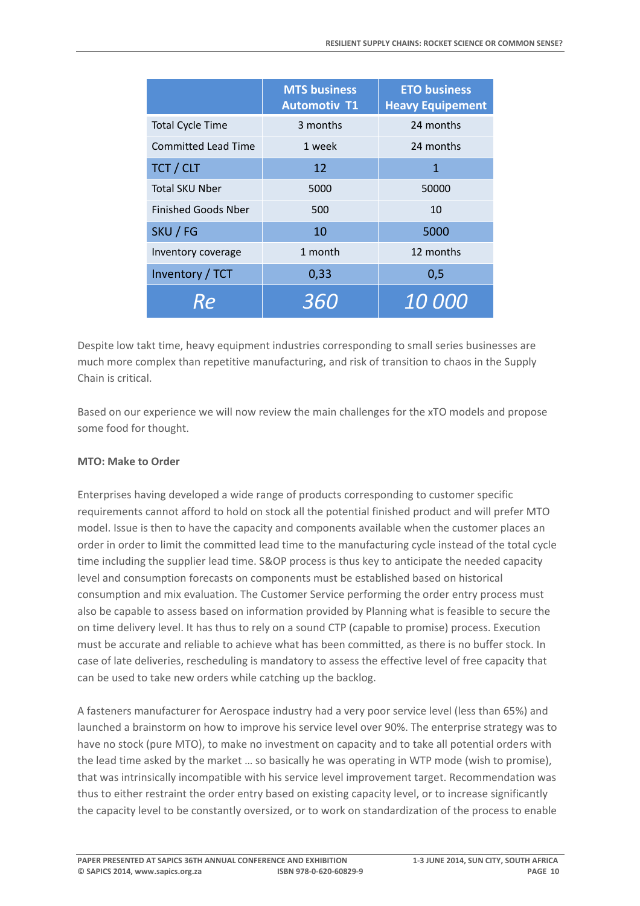| | MTS business Automotiv T1 | ETO business Heavy Equipement |
|---|---|---|
| Total Cycle Time | 3 months | 24 months |
| Committed Lead Time | 1 week | 24 months |
| TCT / CLT | 12 | 1 |
| Total SKU Nber | 5000 | 50000 |
| Finished Goods Nber | 500 | 10 |
| SKU / FG | 10 | 5000 |
| Inventory coverage | 1 month | 12 months |
| Inventory / TCT | 0,33 | 0,5 |
| *Re* | *360* | *10 000* |

Despite low takt time, heavy equipment industries corresponding to small series businesses are much more complex than repetitive manufacturing, and risk of transition to chaos in the Supply Chain is critical.

Based on our experience we will now review the main challenges for the xTO models and propose some food for thought.

**MTO: Make to Order**

Enterprises having developed a wide range of products corresponding to customer specific requirements cannot afford to hold on stock all the potential finished product and will prefer MTO model. Issue is then to have the capacity and components available when the customer places an order in order to limit the committed lead time to the manufacturing cycle instead of the total cycle time including the supplier lead time. S&OP process is thus key to anticipate the needed capacity level and consumption forecasts on components must be established based on historical consumption and mix evaluation. The Customer Service performing the order entry process must also be capable to assess based on information provided by Planning what is feasible to secure the on time delivery level. It has thus to rely on a sound CTP (capable to promise) process. Execution must be accurate and reliable to achieve what has been committed, as there is no buffer stock. In case of late deliveries, rescheduling is mandatory to assess the effective level of free capacity that can be used to take new orders while catching up the backlog.

A fasteners manufacturer for Aerospace industry had a very poor service level (less than 65%) and launched a brainstorm on how to improve his service level over 90%. The enterprise strategy was to have no stock (pure MTO), to make no investment on capacity and to take all potential orders with the lead time asked by the market … so basically he was operating in WTP mode (wish to promise), that was intrinsically incompatible with his service level improvement target. Recommendation was thus to either restraint the order entry based on existing capacity level, or to increase significantly the capacity level to be constantly oversized, or to work on standardization of the process to enable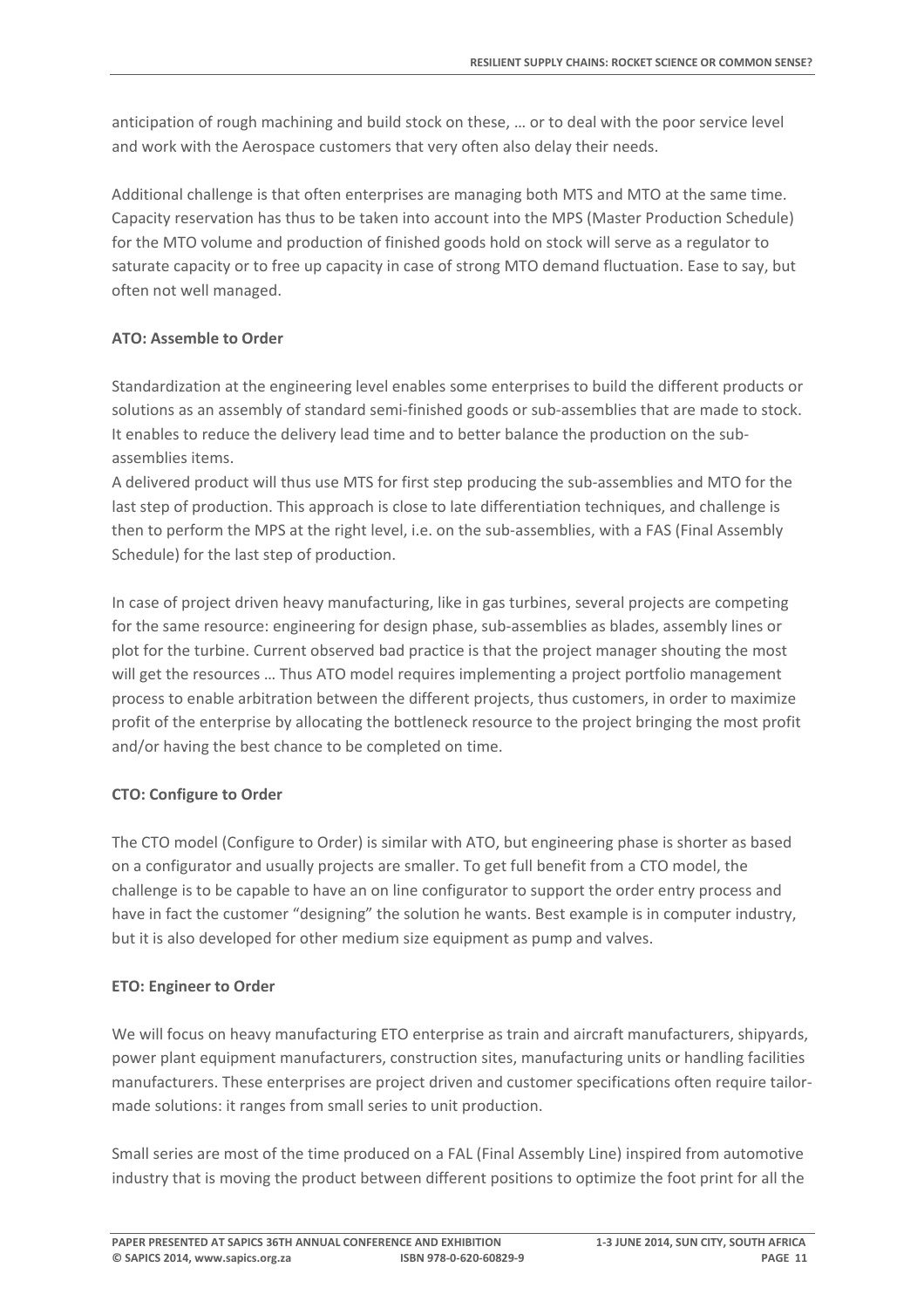anticipation of rough machining and build stock on these, … or to deal with the poor service level and work with the Aerospace customers that very often also delay their needs.

Additional challenge is that often enterprises are managing both MTS and MTO at the same time. Capacity reservation has thus to be taken into account into the MPS (Master Production Schedule) for the MTO volume and production of finished goods hold on stock will serve as a regulator to saturate capacity or to free up capacity in case of strong MTO demand fluctuation. Ease to say, but often not well managed.

**ATO: Assemble to Order**

Standardization at the engineering level enables some enterprises to build the different products or solutions as an assembly of standard semi-finished goods or sub-assemblies that are made to stock. It enables to reduce the delivery lead time and to better balance the production on the sub-assemblies items.
A delivered product will thus use MTS for first step producing the sub-assemblies and MTO for the last step of production. This approach is close to late differentiation techniques, and challenge is then to perform the MPS at the right level, i.e. on the sub-assemblies, with a FAS (Final Assembly Schedule) for the last step of production.

In case of project driven heavy manufacturing, like in gas turbines, several projects are competing for the same resource: engineering for design phase, sub-assemblies as blades, assembly lines or plot for the turbine. Current observed bad practice is that the project manager shouting the most will get the resources … Thus ATO model requires implementing a project portfolio management process to enable arbitration between the different projects, thus customers, in order to maximize profit of the enterprise by allocating the bottleneck resource to the project bringing the most profit and/or having the best chance to be completed on time.

**CTO: Configure to Order**

The CTO model (Configure to Order) is similar with ATO, but engineering phase is shorter as based on a configurator and usually projects are smaller. To get full benefit from a CTO model, the challenge is to be capable to have an on line configurator to support the order entry process and have in fact the customer "designing" the solution he wants. Best example is in computer industry, but it is also developed for other medium size equipment as pump and valves.

**ETO: Engineer to Order**

We will focus on heavy manufacturing ETO enterprise as train and aircraft manufacturers, shipyards, power plant equipment manufacturers, construction sites, manufacturing units or handling facilities manufacturers. These enterprises are project driven and customer specifications often require tailor-made solutions: it ranges from small series to unit production.

Small series are most of the time produced on a FAL (Final Assembly Line) inspired from automotive industry that is moving the product between different positions to optimize the foot print for all the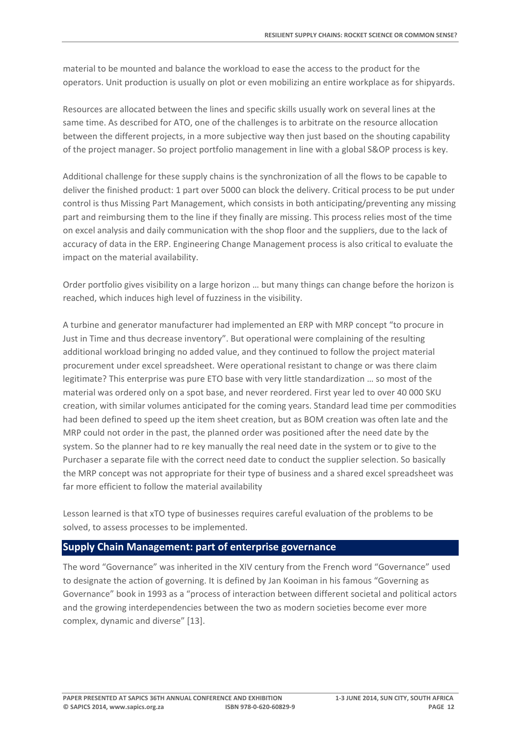material to be mounted and balance the workload to ease the access to the product for the operators. Unit production is usually on plot or even mobilizing an entire workplace as for shipyards.

Resources are allocated between the lines and specific skills usually work on several lines at the same time. As described for ATO, one of the challenges is to arbitrate on the resource allocation between the different projects, in a more subjective way then just based on the shouting capability of the project manager. So project portfolio management in line with a global S&OP process is key.

Additional challenge for these supply chains is the synchronization of all the flows to be capable to deliver the finished product: 1 part over 5000 can block the delivery. Critical process to be put under control is thus Missing Part Management, which consists in both anticipating/preventing any missing part and reimbursing them to the line if they finally are missing. This process relies most of the time on excel analysis and daily communication with the shop floor and the suppliers, due to the lack of accuracy of data in the ERP. Engineering Change Management process is also critical to evaluate the impact on the material availability.

Order portfolio gives visibility on a large horizon … but many things can change before the horizon is reached, which induces high level of fuzziness in the visibility.

A turbine and generator manufacturer had implemented an ERP with MRP concept "to procure in Just in Time and thus decrease inventory". But operational were complaining of the resulting additional workload bringing no added value, and they continued to follow the project material procurement under excel spreadsheet. Were operational resistant to change or was there claim legitimate? This enterprise was pure ETO base with very little standardization … so most of the material was ordered only on a spot base, and never reordered. First year led to over 40 000 SKU creation, with similar volumes anticipated for the coming years. Standard lead time per commodities had been defined to speed up the item sheet creation, but as BOM creation was often late and the MRP could not order in the past, the planned order was positioned after the need date by the system. So the planner had to re key manually the real need date in the system or to give to the Purchaser a separate file with the correct need date to conduct the supplier selection. So basically the MRP concept was not appropriate for their type of business and a shared excel spreadsheet was far more efficient to follow the material availability

Lesson learned is that xTO type of businesses requires careful evaluation of the problems to be solved, to assess processes to be implemented.

## Supply Chain Management: part of enterprise governance

The word "Governance" was inherited in the XIV century from the French word "Governance" used to designate the action of governing. It is defined by Jan Kooiman in his famous "Governing as Governance" book in 1993 as a "process of interaction between different societal and political actors and the growing interdependencies between the two as modern societies become ever more complex, dynamic and diverse" [13].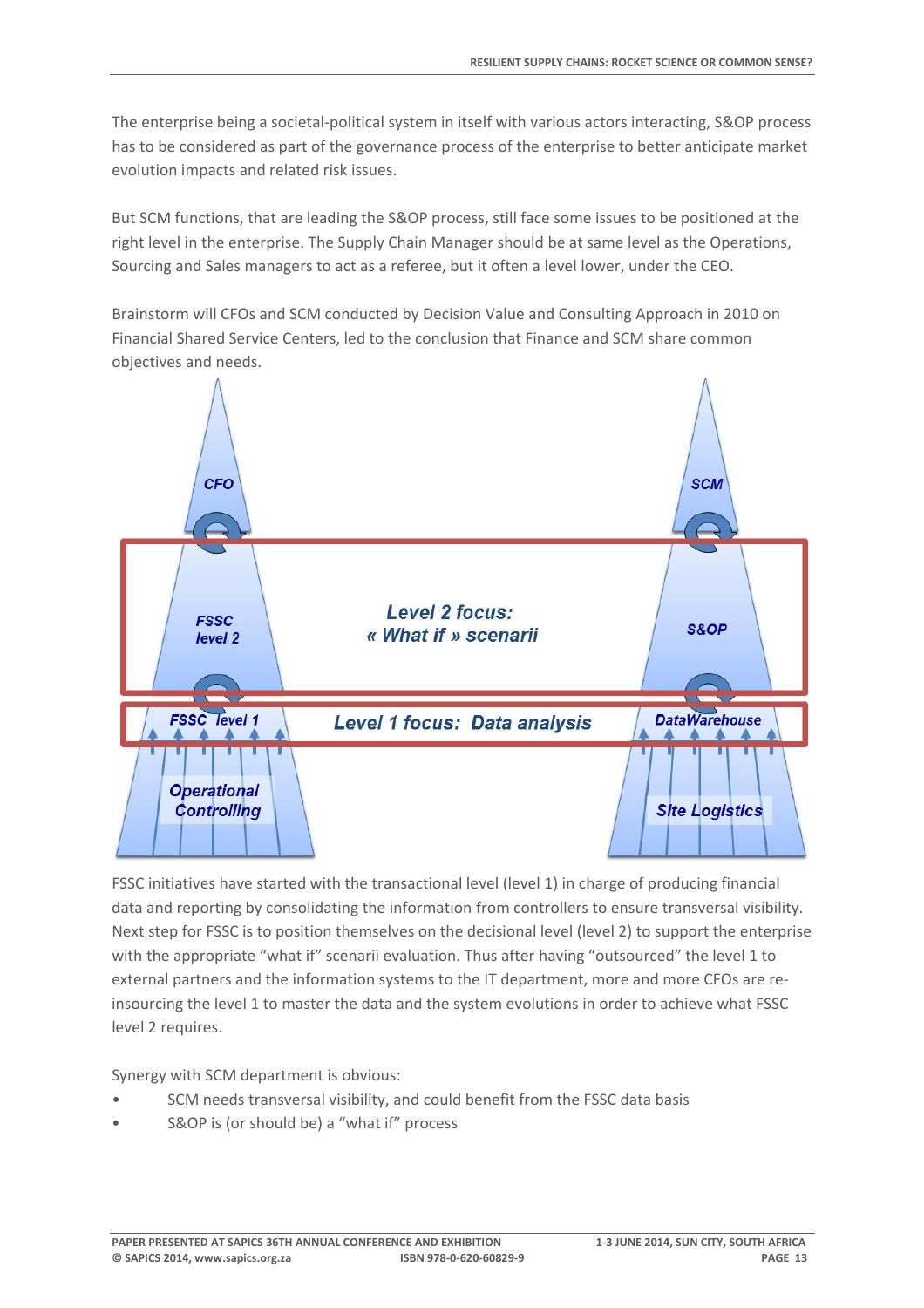The enterprise being a societal-political system in itself with various actors interacting, S&OP process has to be considered as part of the governance process of the enterprise to better anticipate market evolution impacts and related risk issues.

But SCM functions, that are leading the S&OP process, still face some issues to be positioned at the right level in the enterprise. The Supply Chain Manager should be at same level as the Operations, Sourcing and Sales managers to act as a referee, but it often a level lower, under the CEO.

Brainstorm will CFOs and SCM conducted by Decision Value and Consulting Approach in 2010 on Financial Shared Service Centers, led to the conclusion that Finance and SCM share common objectives and needs.

CFO | SCM

FSSC level 2 | **Level 2 focus: « What if » scenarii** | S&OP

FSSC level 1 | **Level 1 focus: Data analysis** | DataWarehouse

Operational Controlling | Site Logistics

FSSC initiatives have started with the transactional level (level 1) in charge of producing financial data and reporting by consolidating the information from controllers to ensure transversal visibility. Next step for FSSC is to position themselves on the decisional level (level 2) to support the enterprise with the appropriate "what if" scenarii evaluation. Thus after having "outsourced" the level 1 to external partners and the information systems to the IT department, more and more CFOs are re-insourcing the level 1 to master the data and the system evolutions in order to achieve what FSSC level 2 requires.

Synergy with SCM department is obvious:

- SCM needs transversal visibility, and could benefit from the FSSC data basis
- S&OP is (or should be) a "what if" process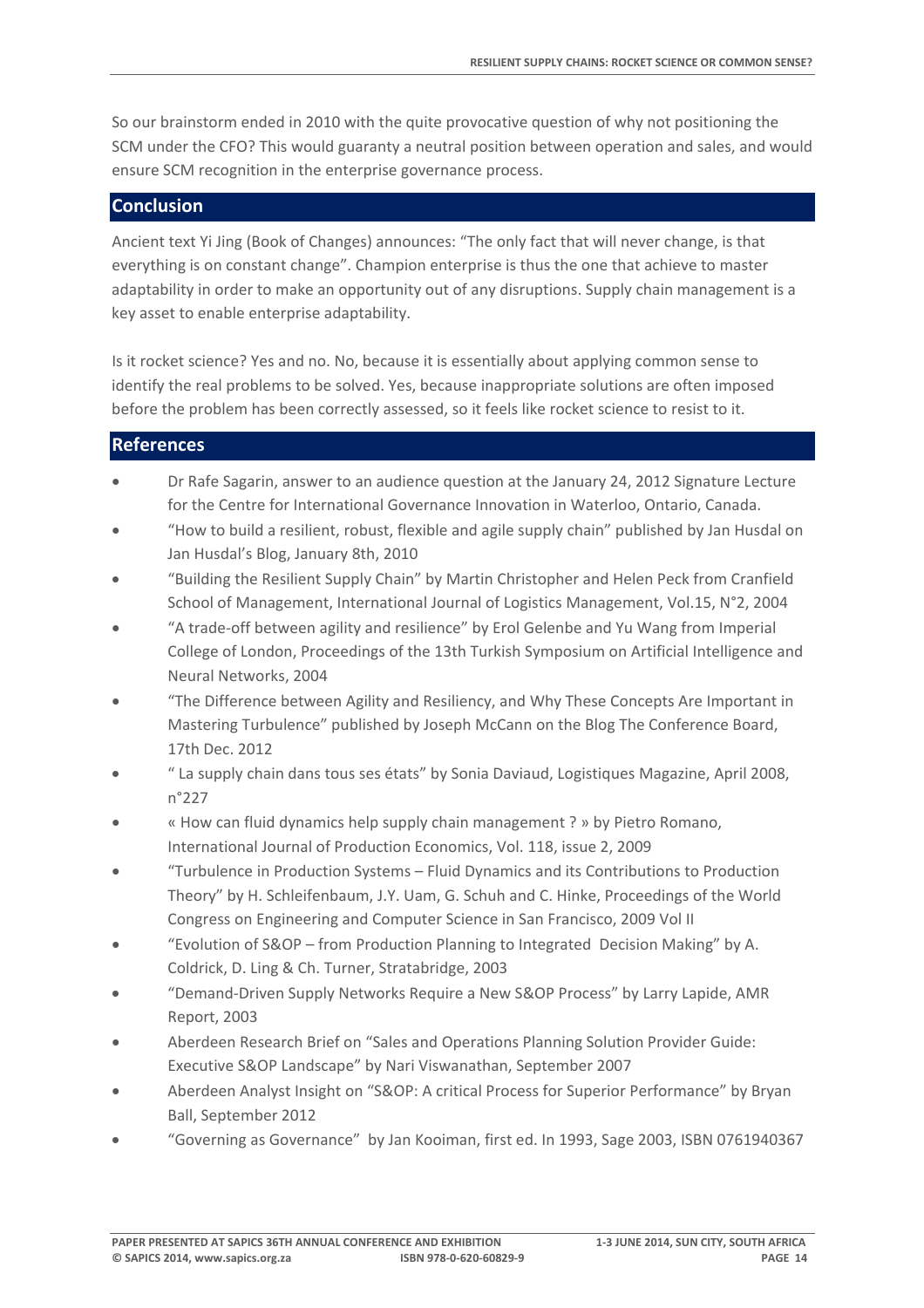So our brainstorm ended in 2010 with the quite provocative question of why not positioning the SCM under the CFO? This would guaranty a neutral position between operation and sales, and would ensure SCM recognition in the enterprise governance process.

## Conclusion

Ancient text Yi Jing (Book of Changes) announces: "The only fact that will never change, is that everything is on constant change". Champion enterprise is thus the one that achieve to master adaptability in order to make an opportunity out of any disruptions. Supply chain management is a key asset to enable enterprise adaptability.

Is it rocket science? Yes and no. No, because it is essentially about applying common sense to identify the real problems to be solved. Yes, because inappropriate solutions are often imposed before the problem has been correctly assessed, so it feels like rocket science to resist to it.

## References

- Dr Rafe Sagarin, answer to an audience question at the January 24, 2012 Signature Lecture for the Centre for International Governance Innovation in Waterloo, Ontario, Canada.
- "How to build a resilient, robust, flexible and agile supply chain" published by Jan Husdal on Jan Husdal's Blog, January 8th, 2010
- "Building the Resilient Supply Chain" by Martin Christopher and Helen Peck from Cranfield School of Management, International Journal of Logistics Management, Vol.15, N°2, 2004
- "A trade-off between agility and resilience" by Erol Gelenbe and Yu Wang from Imperial College of London, Proceedings of the 13th Turkish Symposium on Artificial Intelligence and Neural Networks, 2004
- "The Difference between Agility and Resiliency, and Why These Concepts Are Important in Mastering Turbulence" published by Joseph McCann on the Blog The Conference Board, 17th Dec. 2012
- " La supply chain dans tous ses états" by Sonia Daviaud, Logistiques Magazine, April 2008, n°227
- « How can fluid dynamics help supply chain management ? » by Pietro Romano, International Journal of Production Economics, Vol. 118, issue 2, 2009
- "Turbulence in Production Systems – Fluid Dynamics and its Contributions to Production Theory" by H. Schleifenbaum, J.Y. Uam, G. Schuh and C. Hinke, Proceedings of the World Congress on Engineering and Computer Science in San Francisco, 2009 Vol II
- "Evolution of S&OP – from Production Planning to Integrated Decision Making" by A. Coldrick, D. Ling & Ch. Turner, Stratabridge, 2003
- "Demand-Driven Supply Networks Require a New S&OP Process" by Larry Lapide, AMR Report, 2003
- Aberdeen Research Brief on "Sales and Operations Planning Solution Provider Guide: Executive S&OP Landscape" by Nari Viswanathan, September 2007
- Aberdeen Analyst Insight on "S&OP: A critical Process for Superior Performance" by Bryan Ball, September 2012
- "Governing as Governance" by Jan Kooiman, first ed. In 1993, Sage 2003, ISBN 0761940367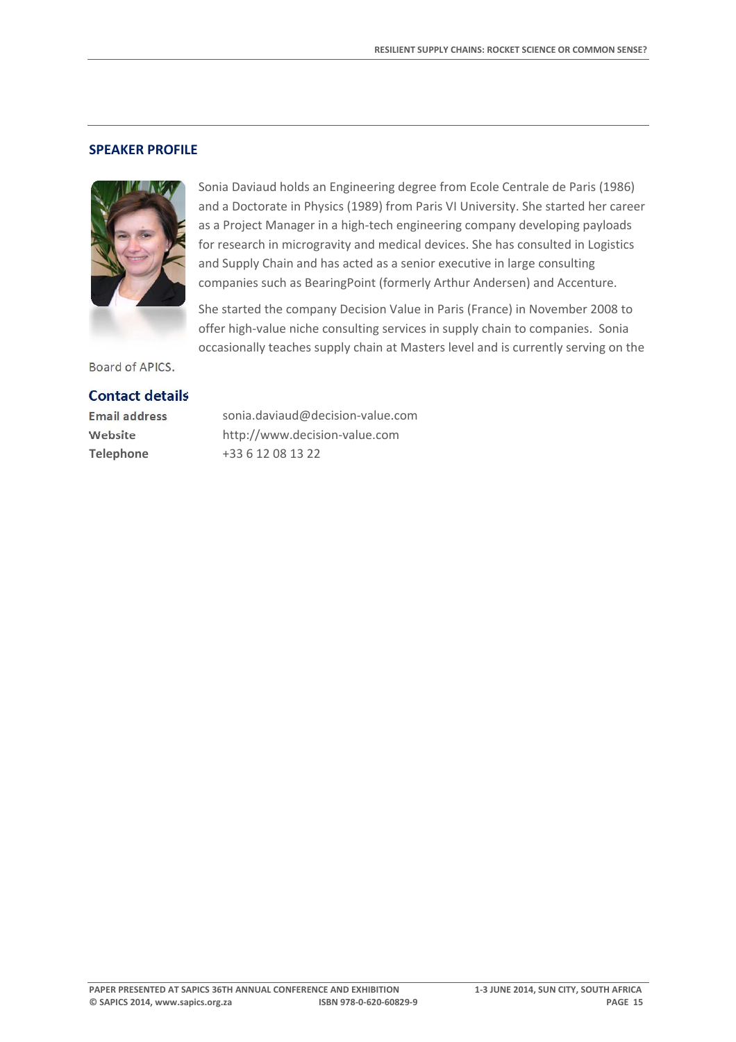## SPEAKER PROFILE

Sonia Daviaud holds an Engineering degree from Ecole Centrale de Paris (1986) and a Doctorate in Physics (1989) from Paris VI University. She started her career as a Project Manager in a high-tech engineering company developing payloads for research in microgravity and medical devices. She has consulted in Logistics and Supply Chain and has acted as a senior executive in large consulting companies such as BearingPoint (formerly Arthur Andersen) and Accenture.

She started the company Decision Value in Paris (France) in November 2008 to offer high-value niche consulting services in supply chain to companies. Sonia occasionally teaches supply chain at Masters level and is currently serving on the Board of APICS.

### Contact details

| | |
|---|---|
| **Email address** | sonia.daviaud@decision-value.com |
| **Website** | http://www.decision-value.com |
| **Telephone** | +33 6 12 08 13 22 |